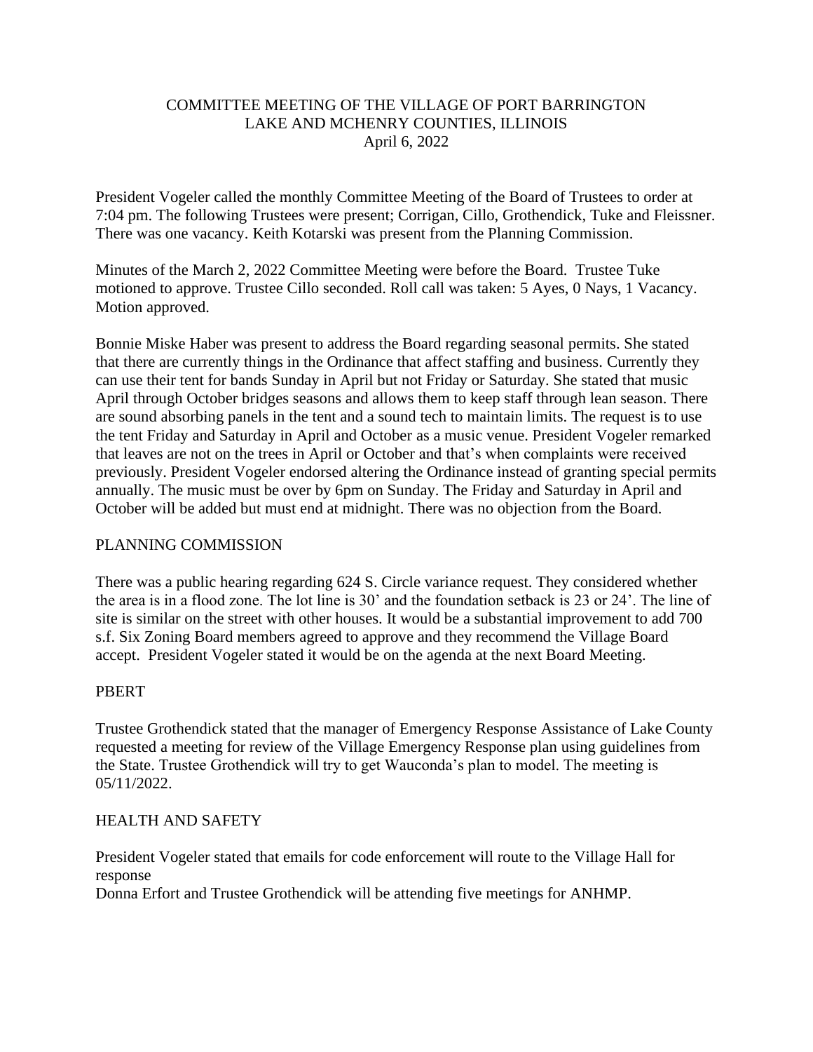# COMMITTEE MEETING OF THE VILLAGE OF PORT BARRINGTON
## LAKE AND MCHENRY COUNTIES, ILLINOIS
### April 6, 2022

President Vogeler called the monthly Committee Meeting of the Board of Trustees to order at 7:04 pm. The following Trustees were present; Corrigan, Cillo, Grothendick, Tuke and Fleissner. There was one vacancy. Keith Kotarski was present from the Planning Commission.

Minutes of the March 2, 2022 Committee Meeting were before the Board. Trustee Tuke motioned to approve. Trustee Cillo seconded. Roll call was taken: 5 Ayes, 0 Nays, 1 Vacancy. Motion approved.

Bonnie Miske Haber was present to address the Board regarding seasonal permits. She stated that there are currently things in the Ordinance that affect staffing and business. Currently they can use their tent for bands Sunday in April but not Friday or Saturday. She stated that music April through October bridges seasons and allows them to keep staff through lean season. There are sound absorbing panels in the tent and a sound tech to maintain limits. The request is to use the tent Friday and Saturday in April and October as a music venue. President Vogeler remarked that leaves are not on the trees in April or October and that's when complaints were received previously. President Vogeler endorsed altering the Ordinance instead of granting special permits annually. The music must be over by 6pm on Sunday. The Friday and Saturday in April and October will be added but must end at midnight. There was no objection from the Board.

PLANNING COMMISSION

There was a public hearing regarding 624 S. Circle variance request. They considered whether the area is in a flood zone. The lot line is 30' and the foundation setback is 23 or 24'. The line of site is similar on the street with other houses. It would be a substantial improvement to add 700 s.f. Six Zoning Board members agreed to approve and they recommend the Village Board accept. President Vogeler stated it would be on the agenda at the next Board Meeting.

PBERT

Trustee Grothendick stated that the manager of Emergency Response Assistance of Lake County requested a meeting for review of the Village Emergency Response plan using guidelines from the State. Trustee Grothendick will try to get Wauconda's plan to model. The meeting is 05/11/2022.

HEALTH AND SAFETY

President Vogeler stated that emails for code enforcement will route to the Village Hall for response

Donna Erfort and Trustee Grothendick will be attending five meetings for ANHMP.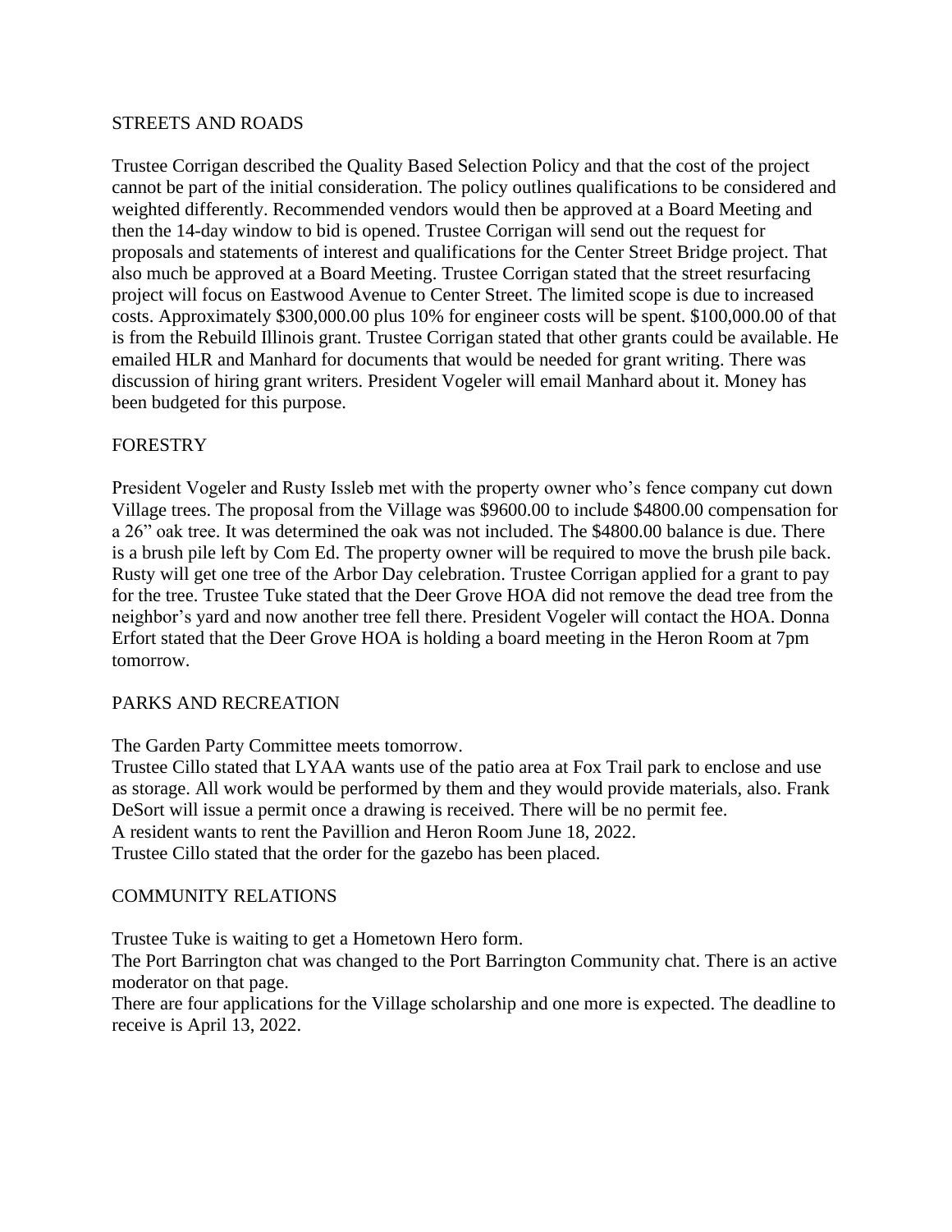## STREETS AND ROADS

Trustee Corrigan described the Quality Based Selection Policy and that the cost of the project cannot be part of the initial consideration. The policy outlines qualifications to be considered and weighted differently. Recommended vendors would then be approved at a Board Meeting and then the 14-day window to bid is opened. Trustee Corrigan will send out the request for proposals and statements of interest and qualifications for the Center Street Bridge project. That also much be approved at a Board Meeting. Trustee Corrigan stated that the street resurfacing project will focus on Eastwood Avenue to Center Street. The limited scope is due to increased costs. Approximately $300,000.00 plus 10% for engineer costs will be spent. $100,000.00 of that is from the Rebuild Illinois grant. Trustee Corrigan stated that other grants could be available. He emailed HLR and Manhard for documents that would be needed for grant writing. There was discussion of hiring grant writers. President Vogeler will email Manhard about it. Money has been budgeted for this purpose.

## FORESTRY

President Vogeler and Rusty Issleb met with the property owner who's fence company cut down Village trees. The proposal from the Village was $9600.00 to include $4800.00 compensation for a 26" oak tree. It was determined the oak was not included. The $4800.00 balance is due. There is a brush pile left by Com Ed. The property owner will be required to move the brush pile back. Rusty will get one tree of the Arbor Day celebration. Trustee Corrigan applied for a grant to pay for the tree. Trustee Tuke stated that the Deer Grove HOA did not remove the dead tree from the neighbor's yard and now another tree fell there. President Vogeler will contact the HOA. Donna Erfort stated that the Deer Grove HOA is holding a board meeting in the Heron Room at 7pm tomorrow.

## PARKS AND RECREATION

The Garden Party Committee meets tomorrow.
Trustee Cillo stated that LYAA wants use of the patio area at Fox Trail park to enclose and use as storage. All work would be performed by them and they would provide materials, also. Frank DeSort will issue a permit once a drawing is received. There will be no permit fee.
A resident wants to rent the Pavillion and Heron Room June 18, 2022.
Trustee Cillo stated that the order for the gazebo has been placed.

## COMMUNITY RELATIONS

Trustee Tuke is waiting to get a Hometown Hero form.
The Port Barrington chat was changed to the Port Barrington Community chat. There is an active moderator on that page.
There are four applications for the Village scholarship and one more is expected. The deadline to receive is April 13, 2022.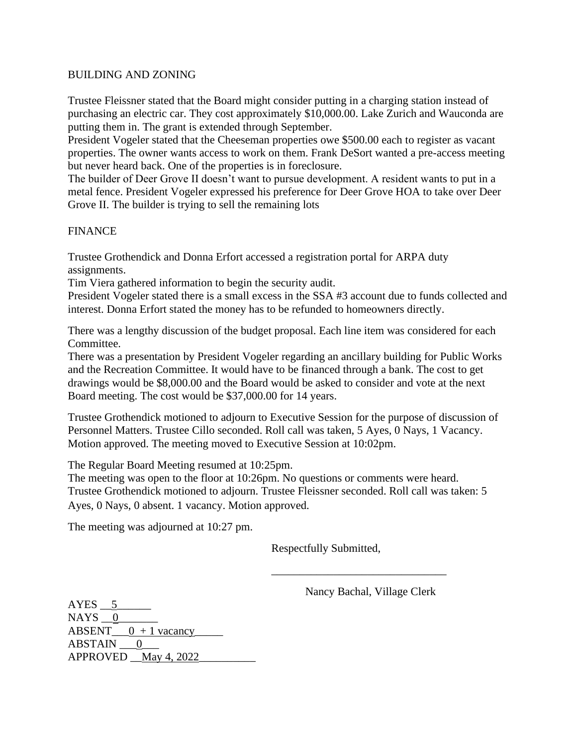BUILDING AND ZONING

Trustee Fleissner stated that the Board might consider putting in a charging station instead of purchasing an electric car. They cost approximately $10,000.00. Lake Zurich and Wauconda are putting them in. The grant is extended through September.
President Vogeler stated that the Cheeseman properties owe $500.00 each to register as vacant properties. The owner wants access to work on them. Frank DeSort wanted a pre-access meeting but never heard back. One of the properties is in foreclosure.
The builder of Deer Grove II doesn't want to pursue development. A resident wants to put in a metal fence. President Vogeler expressed his preference for Deer Grove HOA to take over Deer Grove II. The builder is trying to sell the remaining lots

FINANCE

Trustee Grothendick and Donna Erfort accessed a registration portal for ARPA duty assignments.
Tim Viera gathered information to begin the security audit.
President Vogeler stated there is a small excess in the SSA #3 account due to funds collected and interest. Donna Erfort stated the money has to be refunded to homeowners directly.

There was a lengthy discussion of the budget proposal. Each line item was considered for each Committee.
There was a presentation by President Vogeler regarding an ancillary building for Public Works and the Recreation Committee. It would have to be financed through a bank. The cost to get drawings would be $8,000.00 and the Board would be asked to consider and vote at the next Board meeting. The cost would be $37,000.00 for 14 years.

Trustee Grothendick motioned to adjourn to Executive Session for the purpose of discussion of Personnel Matters. Trustee Cillo seconded. Roll call was taken, 5 Ayes, 0 Nays, 1 Vacancy. Motion approved. The meeting moved to Executive Session at 10:02pm.

The Regular Board Meeting resumed at 10:25pm.
The meeting was open to the floor at 10:26pm. No questions or comments were heard.
Trustee Grothendick motioned to adjourn. Trustee Fleissner seconded. Roll call was taken: 5 Ayes, 0 Nays, 0 absent. 1 vacancy. Motion approved.

The meeting was adjourned at 10:27 pm.

Respectfully Submitted,

_______________________________

Nancy Bachal, Village Clerk

AYES __5______
NAYS __0_______
ABSENT___0 + 1 vacancy_____
ABSTAIN ___0___
APPROVED __May 4, 2022__________